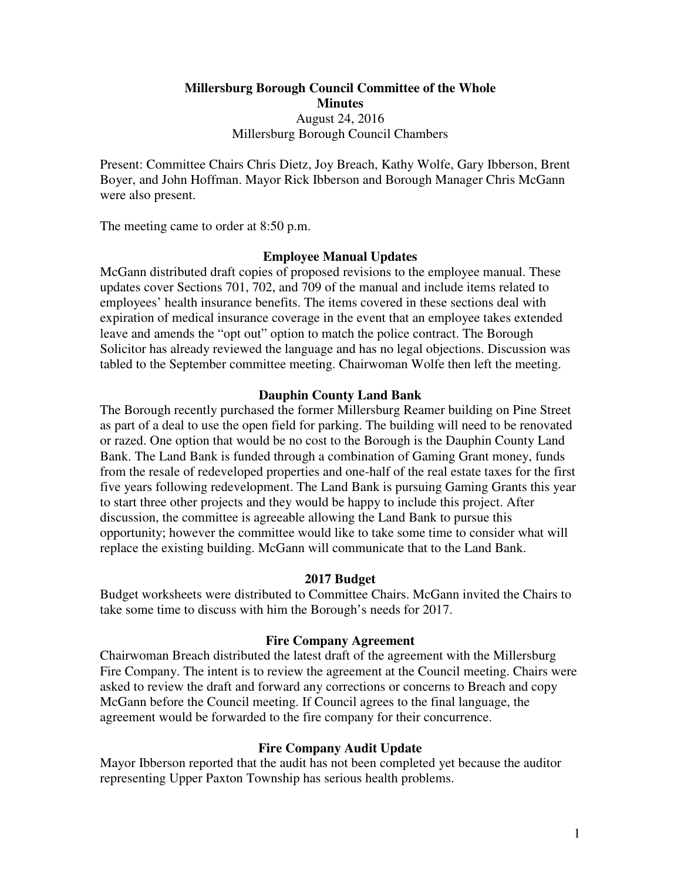# Millersburg Borough Council Committee of the Whole
## Minutes

August 24, 2016
Millersburg Borough Council Chambers

Present: Committee Chairs Chris Dietz, Joy Breach, Kathy Wolfe, Gary Ibberson, Brent Boyer, and John Hoffman. Mayor Rick Ibberson and Borough Manager Chris McGann were also present.

The meeting came to order at 8:50 p.m.

### Employee Manual Updates

McGann distributed draft copies of proposed revisions to the employee manual. These updates cover Sections 701, 702, and 709 of the manual and include items related to employees' health insurance benefits. The items covered in these sections deal with expiration of medical insurance coverage in the event that an employee takes extended leave and amends the "opt out" option to match the police contract. The Borough Solicitor has already reviewed the language and has no legal objections. Discussion was tabled to the September committee meeting. Chairwoman Wolfe then left the meeting.

### Dauphin County Land Bank

The Borough recently purchased the former Millersburg Reamer building on Pine Street as part of a deal to use the open field for parking. The building will need to be renovated or razed. One option that would be no cost to the Borough is the Dauphin County Land Bank. The Land Bank is funded through a combination of Gaming Grant money, funds from the resale of redeveloped properties and one-half of the real estate taxes for the first five years following redevelopment. The Land Bank is pursuing Gaming Grants this year to start three other projects and they would be happy to include this project. After discussion, the committee is agreeable allowing the Land Bank to pursue this opportunity; however the committee would like to take some time to consider what will replace the existing building. McGann will communicate that to the Land Bank.

### 2017 Budget

Budget worksheets were distributed to Committee Chairs. McGann invited the Chairs to take some time to discuss with him the Borough's needs for 2017.

### Fire Company Agreement

Chairwoman Breach distributed the latest draft of the agreement with the Millersburg Fire Company. The intent is to review the agreement at the Council meeting. Chairs were asked to review the draft and forward any corrections or concerns to Breach and copy McGann before the Council meeting. If Council agrees to the final language, the agreement would be forwarded to the fire company for their concurrence.

### Fire Company Audit Update

Mayor Ibberson reported that the audit has not been completed yet because the auditor representing Upper Paxton Township has serious health problems.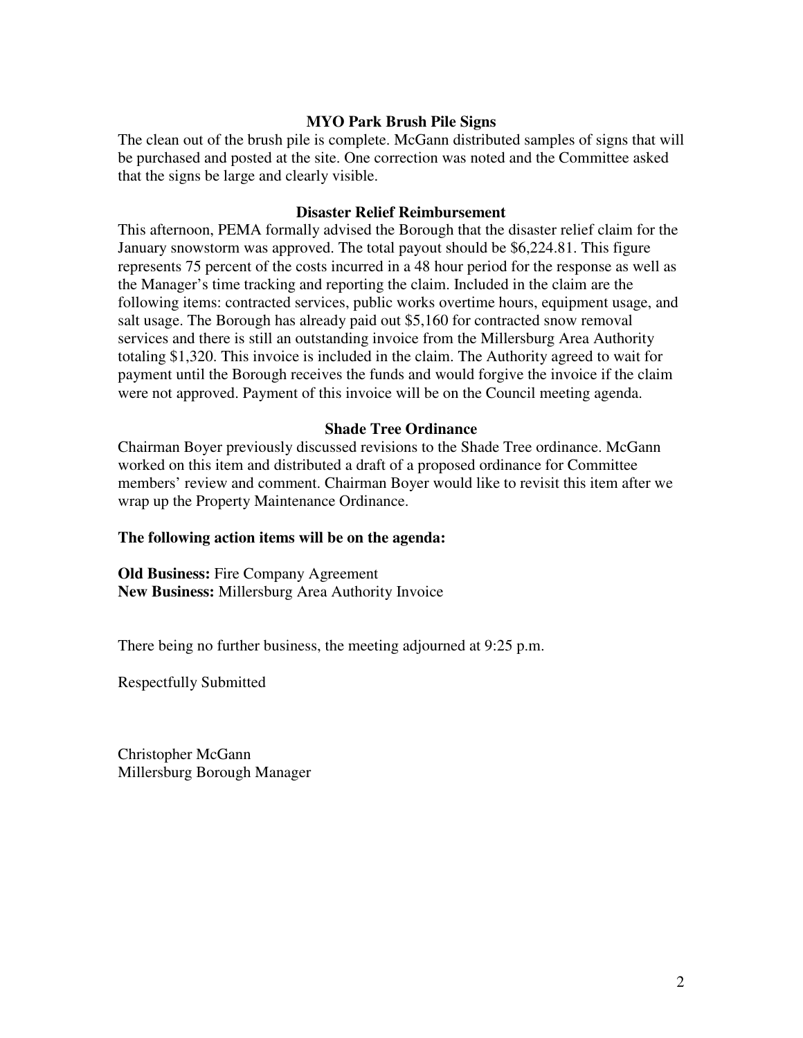### MYO Park Brush Pile Signs

The clean out of the brush pile is complete. McGann distributed samples of signs that will be purchased and posted at the site. One correction was noted and the Committee asked that the signs be large and clearly visible.

### Disaster Relief Reimbursement

This afternoon, PEMA formally advised the Borough that the disaster relief claim for the January snowstorm was approved. The total payout should be $6,224.81. This figure represents 75 percent of the costs incurred in a 48 hour period for the response as well as the Manager's time tracking and reporting the claim. Included in the claim are the following items: contracted services, public works overtime hours, equipment usage, and salt usage. The Borough has already paid out $5,160 for contracted snow removal services and there is still an outstanding invoice from the Millersburg Area Authority totaling $1,320. This invoice is included in the claim. The Authority agreed to wait for payment until the Borough receives the funds and would forgive the invoice if the claim were not approved. Payment of this invoice will be on the Council meeting agenda.

### Shade Tree Ordinance

Chairman Boyer previously discussed revisions to the Shade Tree ordinance. McGann worked on this item and distributed a draft of a proposed ordinance for Committee members' review and comment. Chairman Boyer would like to revisit this item after we wrap up the Property Maintenance Ordinance.

**The following action items will be on the agenda:**

**Old Business:** Fire Company Agreement
**New Business:** Millersburg Area Authority Invoice

There being no further business, the meeting adjourned at 9:25 p.m.

Respectfully Submitted

Christopher McGann
Millersburg Borough Manager